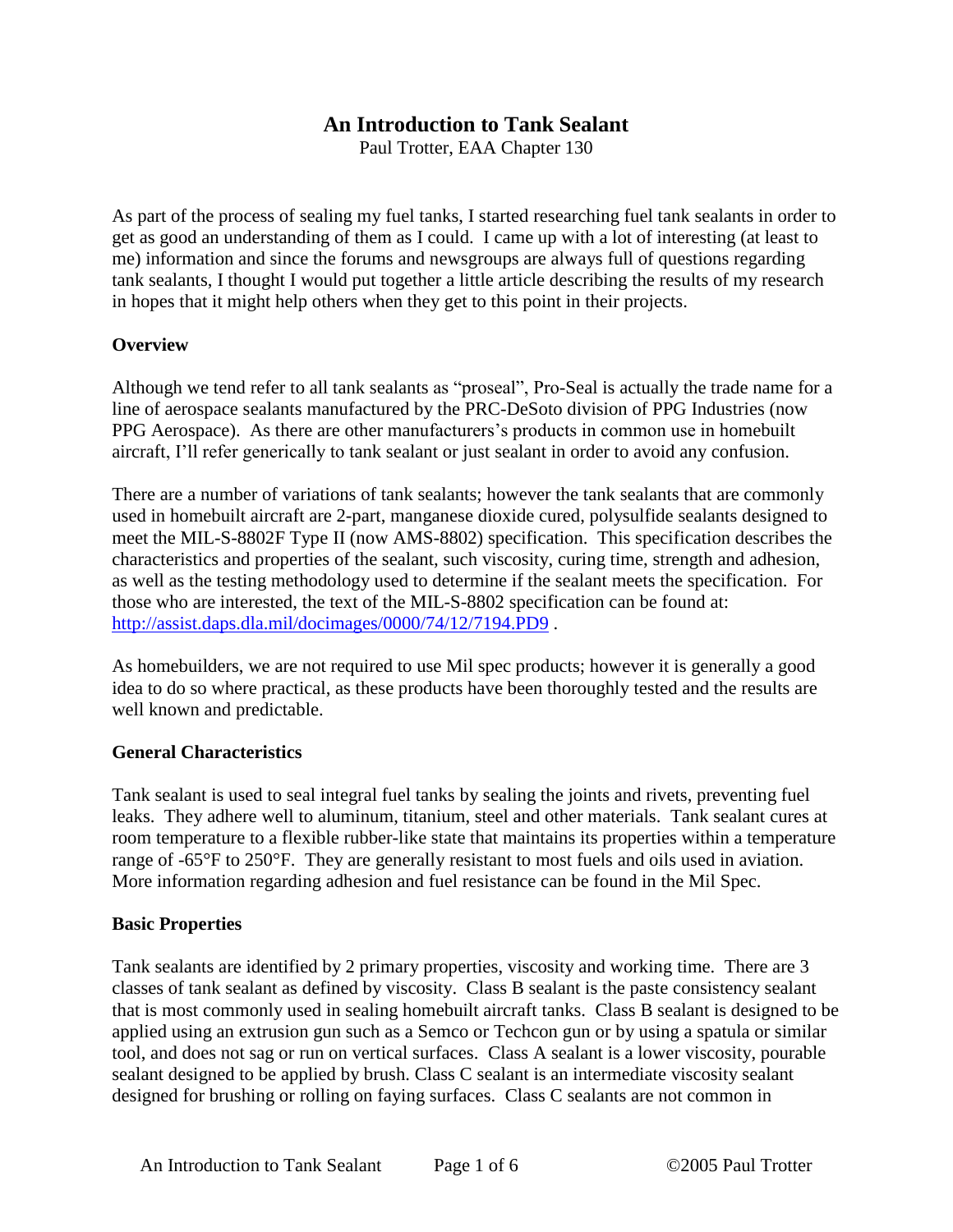# An Introduction to Tank Sealant

Paul Trotter, EAA Chapter 130

As part of the process of sealing my fuel tanks, I started researching fuel tank sealants in order to get as good an understanding of them as I could. I came up with a lot of interesting (at least to me) information and since the forums and newsgroups are always full of questions regarding tank sealants, I thought I would put together a little article describing the results of my research in hopes that it might help others when they get to this point in their projects.

**Overview**

Although we tend refer to all tank sealants as "proseal", Pro-Seal is actually the trade name for a line of aerospace sealants manufactured by the PRC-DeSoto division of PPG Industries (now PPG Aerospace). As there are other manufacturers's products in common use in homebuilt aircraft, I'll refer generically to tank sealant or just sealant in order to avoid any confusion.

There are a number of variations of tank sealants; however the tank sealants that are commonly used in homebuilt aircraft are 2-part, manganese dioxide cured, polysulfide sealants designed to meet the MIL-S-8802F Type II (now AMS-8802) specification. This specification describes the characteristics and properties of the sealant, such viscosity, curing time, strength and adhesion, as well as the testing methodology used to determine if the sealant meets the specification. For those who are interested, the text of the MIL-S-8802 specification can be found at: http://assist.daps.dla.mil/docimages/0000/74/12/7194.PD9 .

As homebuilders, we are not required to use Mil spec products; however it is generally a good idea to do so where practical, as these products have been thoroughly tested and the results are well known and predictable.

**General Characteristics**

Tank sealant is used to seal integral fuel tanks by sealing the joints and rivets, preventing fuel leaks. They adhere well to aluminum, titanium, steel and other materials. Tank sealant cures at room temperature to a flexible rubber-like state that maintains its properties within a temperature range of -65°F to 250°F. They are generally resistant to most fuels and oils used in aviation. More information regarding adhesion and fuel resistance can be found in the Mil Spec.

**Basic Properties**

Tank sealants are identified by 2 primary properties, viscosity and working time. There are 3 classes of tank sealant as defined by viscosity. Class B sealant is the paste consistency sealant that is most commonly used in sealing homebuilt aircraft tanks. Class B sealant is designed to be applied using an extrusion gun such as a Semco or Techcon gun or by using a spatula or similar tool, and does not sag or run on vertical surfaces. Class A sealant is a lower viscosity, pourable sealant designed to be applied by brush. Class C sealant is an intermediate viscosity sealant designed for brushing or rolling on faying surfaces. Class C sealants are not common in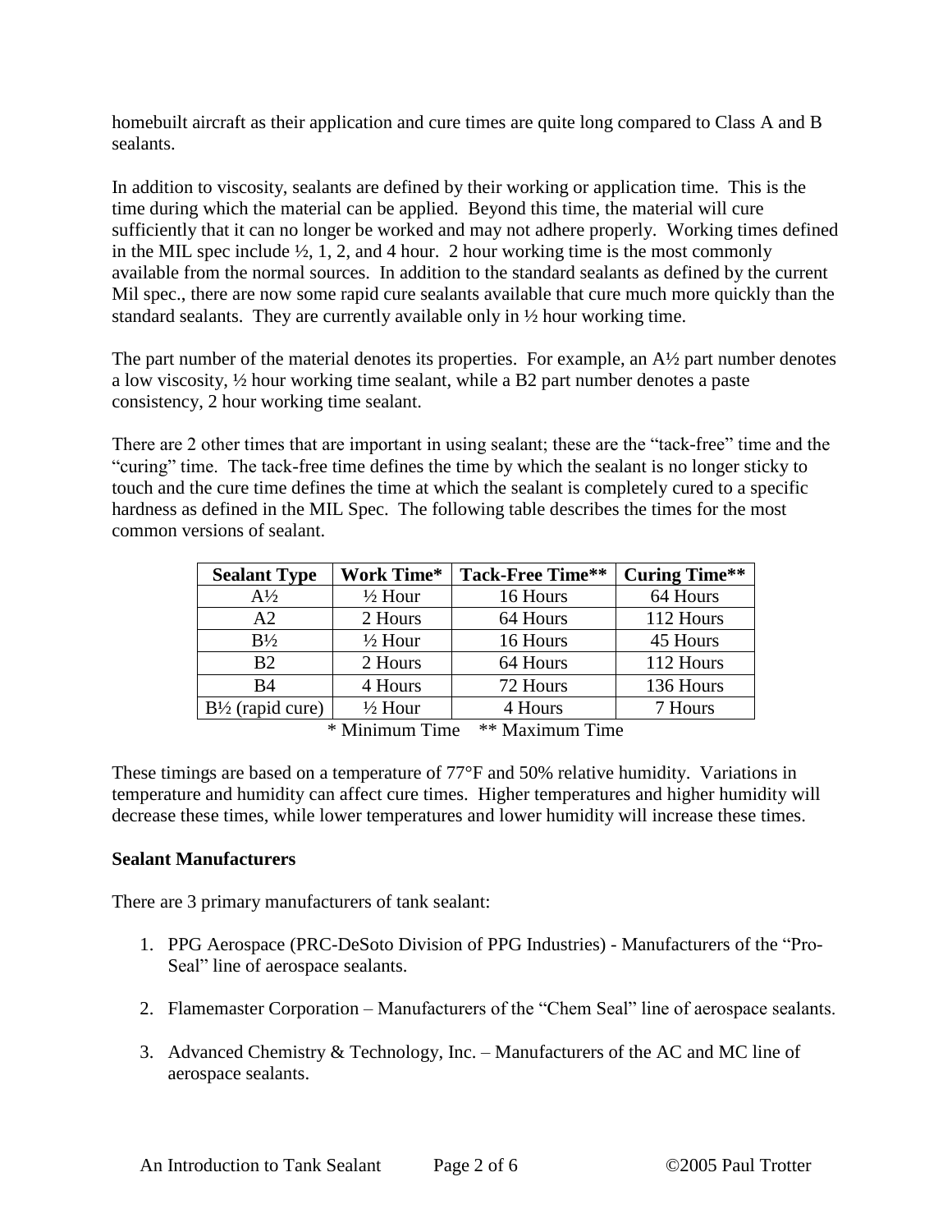homebuilt aircraft as their application and cure times are quite long compared to Class A and B sealants.

In addition to viscosity, sealants are defined by their working or application time. This is the time during which the material can be applied. Beyond this time, the material will cure sufficiently that it can no longer be worked and may not adhere properly. Working times defined in the MIL spec include ½, 1, 2, and 4 hour. 2 hour working time is the most commonly available from the normal sources. In addition to the standard sealants as defined by the current Mil spec., there are now some rapid cure sealants available that cure much more quickly than the standard sealants. They are currently available only in ½ hour working time.

The part number of the material denotes its properties. For example, an A½ part number denotes a low viscosity, ½ hour working time sealant, while a B2 part number denotes a paste consistency, 2 hour working time sealant.

There are 2 other times that are important in using sealant; these are the "tack-free" time and the "curing" time. The tack-free time defines the time by which the sealant is no longer sticky to touch and the cure time defines the time at which the sealant is completely cured to a specific hardness as defined in the MIL Spec. The following table describes the times for the most common versions of sealant.

| Sealant Type | Work Time* | Tack-Free Time** | Curing Time** |
|---|---|---|---|
| A½ | ½ Hour | 16 Hours | 64 Hours |
| A2 | 2 Hours | 64 Hours | 112 Hours |
| B½ | ½ Hour | 16 Hours | 45 Hours |
| B2 | 2 Hours | 64 Hours | 112 Hours |
| B4 | 4 Hours | 72 Hours | 136 Hours |
| B½ (rapid cure) | ½ Hour | 4 Hours | 7 Hours |

* Minimum Time ** Maximum Time

These timings are based on a temperature of 77°F and 50% relative humidity. Variations in temperature and humidity can affect cure times. Higher temperatures and higher humidity will decrease these times, while lower temperatures and lower humidity will increase these times.

**Sealant Manufacturers**

There are 3 primary manufacturers of tank sealant:

1. PPG Aerospace (PRC-DeSoto Division of PPG Industries) - Manufacturers of the "Pro-Seal" line of aerospace sealants.

2. Flamemaster Corporation – Manufacturers of the "Chem Seal" line of aerospace sealants.

3. Advanced Chemistry & Technology, Inc. – Manufacturers of the AC and MC line of aerospace sealants.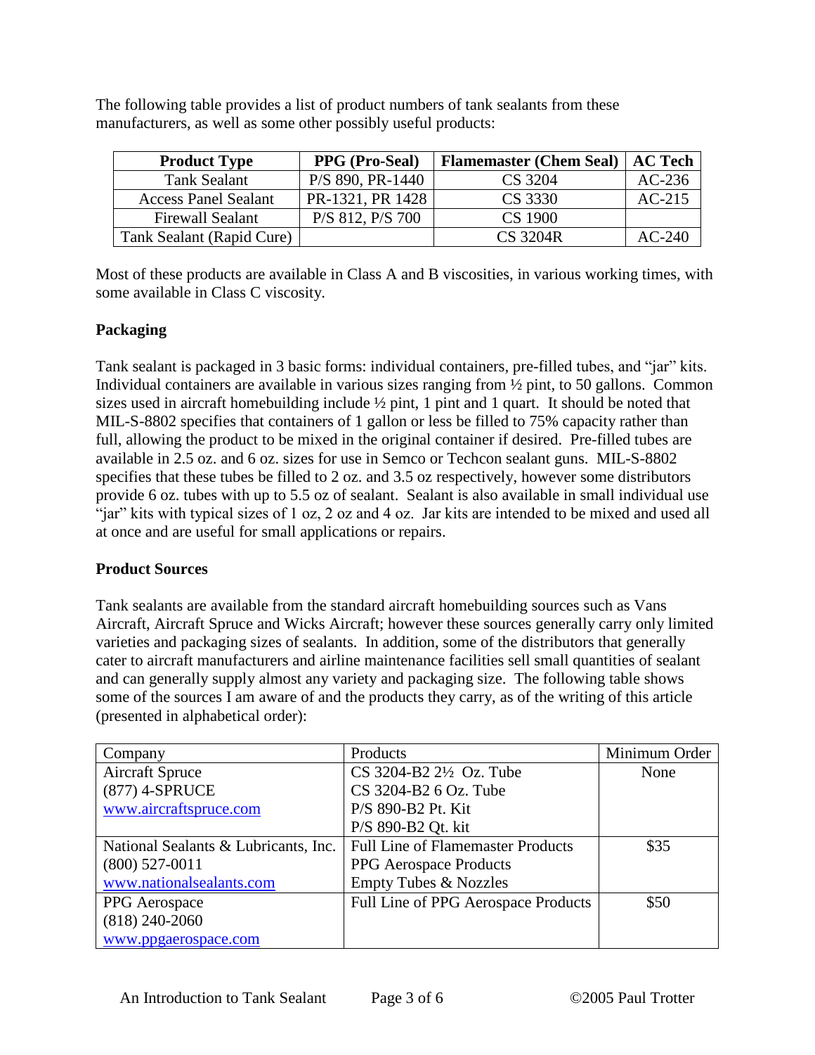The following table provides a list of product numbers of tank sealants from these manufacturers, as well as some other possibly useful products:

| Product Type | PPG (Pro-Seal) | Flamemaster (Chem Seal) | AC Tech |
|---|---|---|---|
| Tank Sealant | P/S 890, PR-1440 | CS 3204 | AC-236 |
| Access Panel Sealant | PR-1321, PR 1428 | CS 3330 | AC-215 |
| Firewall Sealant | P/S 812, P/S 700 | CS 1900 | |
| Tank Sealant (Rapid Cure) | | CS 3204R | AC-240 |

Most of these products are available in Class A and B viscosities, in various working times, with some available in Class C viscosity.

**Packaging**

Tank sealant is packaged in 3 basic forms: individual containers, pre-filled tubes, and "jar" kits. Individual containers are available in various sizes ranging from ½ pint, to 50 gallons. Common sizes used in aircraft homebuilding include ½ pint, 1 pint and 1 quart. It should be noted that MIL-S-8802 specifies that containers of 1 gallon or less be filled to 75% capacity rather than full, allowing the product to be mixed in the original container if desired. Pre-filled tubes are available in 2.5 oz. and 6 oz. sizes for use in Semco or Techcon sealant guns. MIL-S-8802 specifies that these tubes be filled to 2 oz. and 3.5 oz respectively, however some distributors provide 6 oz. tubes with up to 5.5 oz of sealant. Sealant is also available in small individual use "jar" kits with typical sizes of 1 oz, 2 oz and 4 oz. Jar kits are intended to be mixed and used all at once and are useful for small applications or repairs.

**Product Sources**

Tank sealants are available from the standard aircraft homebuilding sources such as Vans Aircraft, Aircraft Spruce and Wicks Aircraft; however these sources generally carry only limited varieties and packaging sizes of sealants. In addition, some of the distributors that generally cater to aircraft manufacturers and airline maintenance facilities sell small quantities of sealant and can generally supply almost any variety and packaging size. The following table shows some of the sources I am aware of and the products they carry, as of the writing of this article (presented in alphabetical order):

| Company | Products | Minimum Order |
|---|---|---|
| Aircraft Spruce<br>(877) 4-SPRUCE<br>www.aircraftspruce.com | CS 3204-B2 2½ Oz. Tube<br>CS 3204-B2 6 Oz. Tube<br>P/S 890-B2 Pt. Kit<br>P/S 890-B2 Qt. kit | None |
| National Sealants & Lubricants, Inc.<br>(800) 527-0011<br>www.nationalsealants.com | Full Line of Flamemaster Products<br>PPG Aerospace Products<br>Empty Tubes & Nozzles | $35 |
| PPG Aerospace<br>(818) 240-2060<br>www.ppgaerospace.com | Full Line of PPG Aerospace Products | $50 |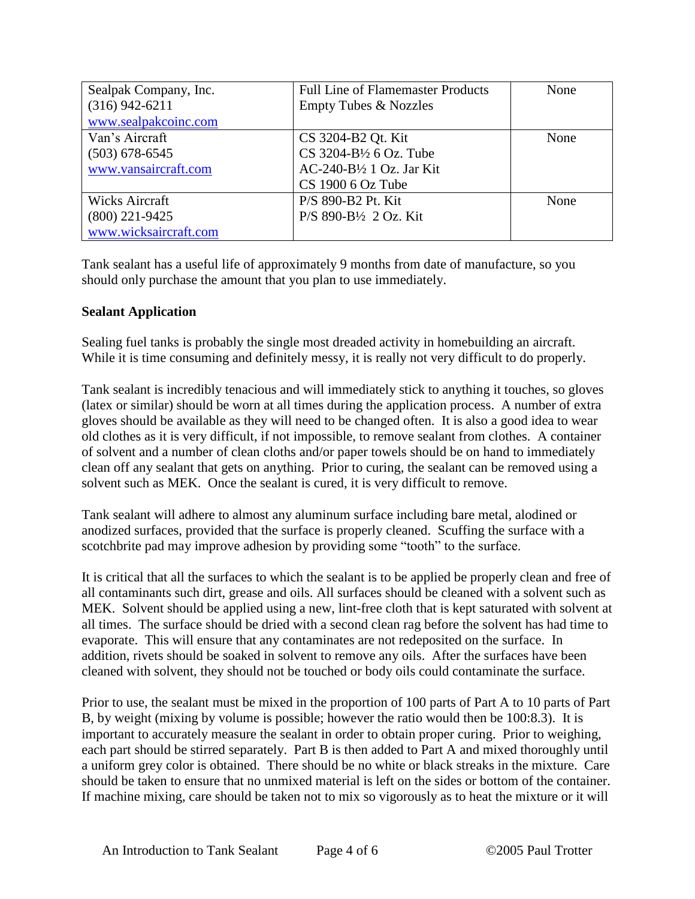| Sealpak Company, Inc.<br>(316) 942-6211<br>www.sealpakcoinc.com | Full Line of Flamemaster Products<br>Empty Tubes & Nozzles | None |
|---|---|---|
| Van's Aircraft<br>(503) 678-6545<br>www.vansaircraft.com | CS 3204-B2 Qt. Kit<br>CS 3204-B½ 6 Oz. Tube<br>AC-240-B½ 1 Oz. Jar Kit<br>CS 1900 6 Oz Tube | None |
| Wicks Aircraft<br>(800) 221-9425<br>www.wicksaircraft.com | P/S 890-B2 Pt. Kit<br>P/S 890-B½ 2 Oz. Kit | None |

Tank sealant has a useful life of approximately 9 months from date of manufacture, so you should only purchase the amount that you plan to use immediately.

**Sealant Application**

Sealing fuel tanks is probably the single most dreaded activity in homebuilding an aircraft. While it is time consuming and definitely messy, it is really not very difficult to do properly.

Tank sealant is incredibly tenacious and will immediately stick to anything it touches, so gloves (latex or similar) should be worn at all times during the application process. A number of extra gloves should be available as they will need to be changed often. It is also a good idea to wear old clothes as it is very difficult, if not impossible, to remove sealant from clothes. A container of solvent and a number of clean cloths and/or paper towels should be on hand to immediately clean off any sealant that gets on anything. Prior to curing, the sealant can be removed using a solvent such as MEK. Once the sealant is cured, it is very difficult to remove.

Tank sealant will adhere to almost any aluminum surface including bare metal, alodined or anodized surfaces, provided that the surface is properly cleaned. Scuffing the surface with a scotchbrite pad may improve adhesion by providing some "tooth" to the surface.

It is critical that all the surfaces to which the sealant is to be applied be properly clean and free of all contaminants such dirt, grease and oils. All surfaces should be cleaned with a solvent such as MEK. Solvent should be applied using a new, lint-free cloth that is kept saturated with solvent at all times. The surface should be dried with a second clean rag before the solvent has had time to evaporate. This will ensure that any contaminates are not redeposited on the surface. In addition, rivets should be soaked in solvent to remove any oils. After the surfaces have been cleaned with solvent, they should not be touched or body oils could contaminate the surface.

Prior to use, the sealant must be mixed in the proportion of 100 parts of Part A to 10 parts of Part B, by weight (mixing by volume is possible; however the ratio would then be 100:8.3). It is important to accurately measure the sealant in order to obtain proper curing. Prior to weighing, each part should be stirred separately. Part B is then added to Part A and mixed thoroughly until a uniform grey color is obtained. There should be no white or black streaks in the mixture. Care should be taken to ensure that no unmixed material is left on the sides or bottom of the container. If machine mixing, care should be taken not to mix so vigorously as to heat the mixture or it will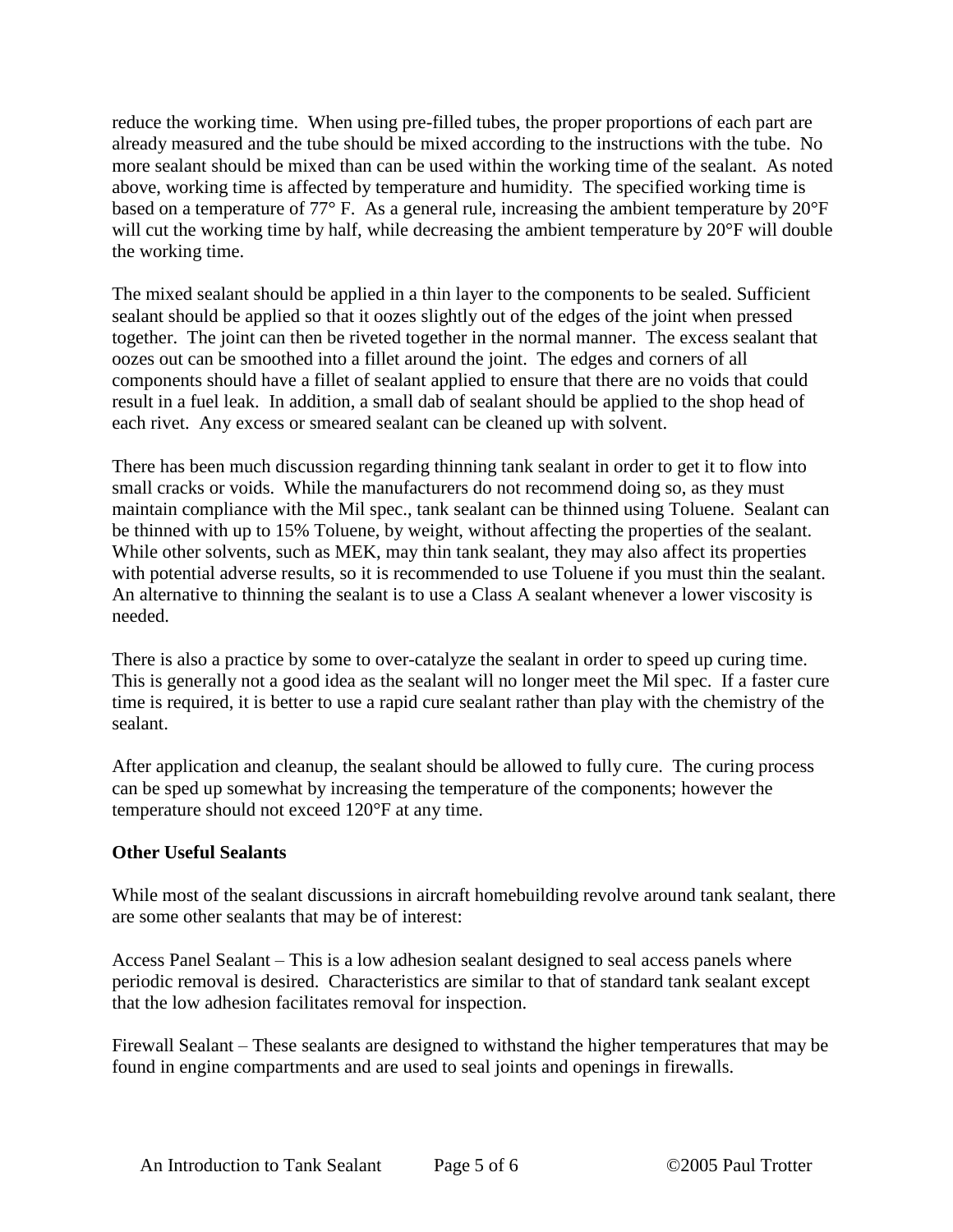reduce the working time. When using pre-filled tubes, the proper proportions of each part are already measured and the tube should be mixed according to the instructions with the tube. No more sealant should be mixed than can be used within the working time of the sealant. As noted above, working time is affected by temperature and humidity. The specified working time is based on a temperature of 77° F. As a general rule, increasing the ambient temperature by 20°F will cut the working time by half, while decreasing the ambient temperature by 20°F will double the working time.

The mixed sealant should be applied in a thin layer to the components to be sealed. Sufficient sealant should be applied so that it oozes slightly out of the edges of the joint when pressed together. The joint can then be riveted together in the normal manner. The excess sealant that oozes out can be smoothed into a fillet around the joint. The edges and corners of all components should have a fillet of sealant applied to ensure that there are no voids that could result in a fuel leak. In addition, a small dab of sealant should be applied to the shop head of each rivet. Any excess or smeared sealant can be cleaned up with solvent.

There has been much discussion regarding thinning tank sealant in order to get it to flow into small cracks or voids. While the manufacturers do not recommend doing so, as they must maintain compliance with the Mil spec., tank sealant can be thinned using Toluene. Sealant can be thinned with up to 15% Toluene, by weight, without affecting the properties of the sealant. While other solvents, such as MEK, may thin tank sealant, they may also affect its properties with potential adverse results, so it is recommended to use Toluene if you must thin the sealant. An alternative to thinning the sealant is to use a Class A sealant whenever a lower viscosity is needed.

There is also a practice by some to over-catalyze the sealant in order to speed up curing time. This is generally not a good idea as the sealant will no longer meet the Mil spec. If a faster cure time is required, it is better to use a rapid cure sealant rather than play with the chemistry of the sealant.

After application and cleanup, the sealant should be allowed to fully cure. The curing process can be sped up somewhat by increasing the temperature of the components; however the temperature should not exceed 120°F at any time.

**Other Useful Sealants**

While most of the sealant discussions in aircraft homebuilding revolve around tank sealant, there are some other sealants that may be of interest:

Access Panel Sealant – This is a low adhesion sealant designed to seal access panels where periodic removal is desired. Characteristics are similar to that of standard tank sealant except that the low adhesion facilitates removal for inspection.

Firewall Sealant – These sealants are designed to withstand the higher temperatures that may be found in engine compartments and are used to seal joints and openings in firewalls.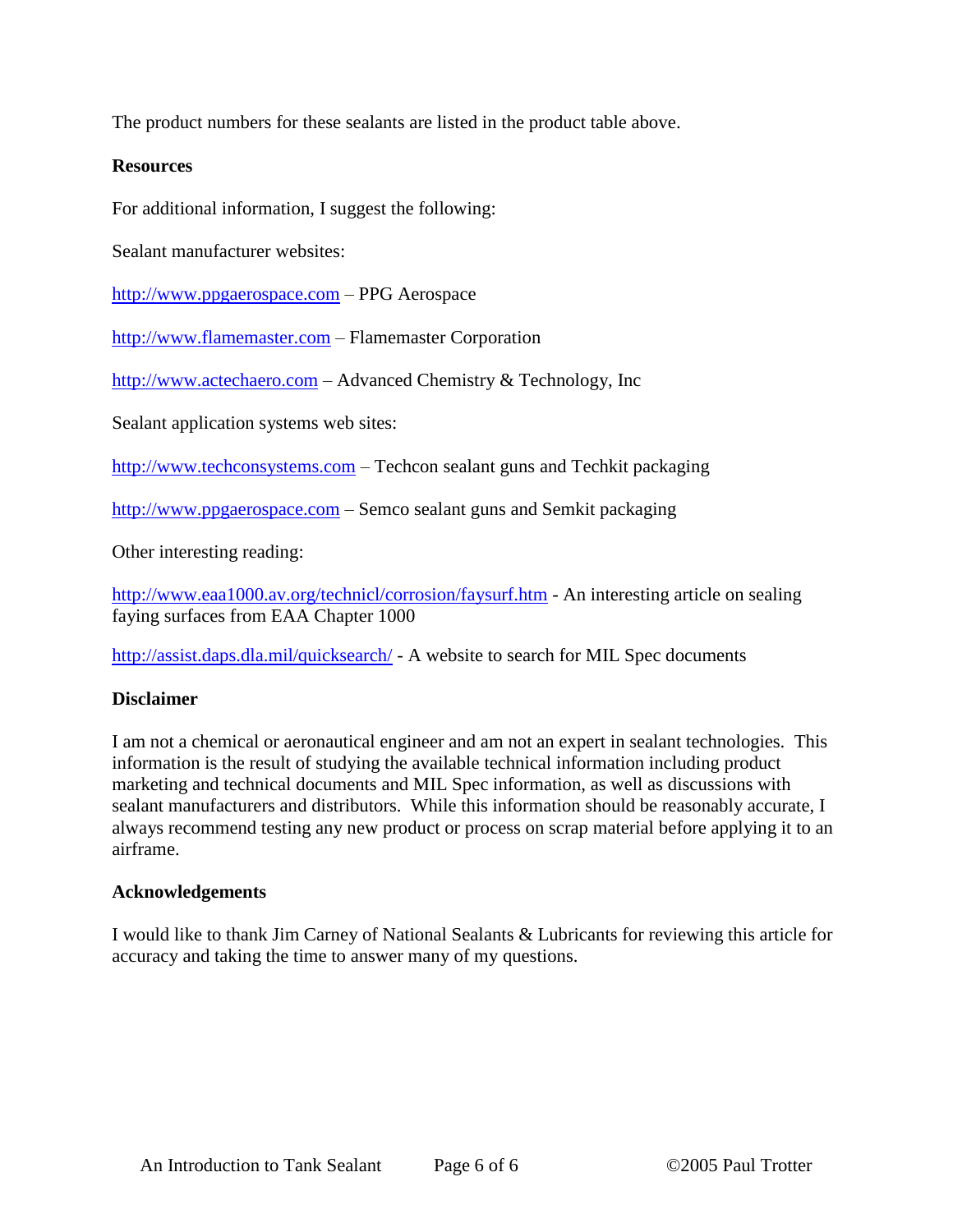The product numbers for these sealants are listed in the product table above.

**Resources**

For additional information, I suggest the following:

Sealant manufacturer websites:

[http://www.ppgaerospace.com](http://www.ppgaerospace.com) – PPG Aerospace

[http://www.flamemaster.com](http://www.flamemaster.com) – Flamemaster Corporation

[http://www.actechaero.com](http://www.actechaero.com) – Advanced Chemistry & Technology, Inc

Sealant application systems web sites:

[http://www.techconsystems.com](http://www.techconsystems.com) – Techcon sealant guns and Techkit packaging

[http://www.ppgaerospace.com](http://www.ppgaerospace.com) – Semco sealant guns and Semkit packaging

Other interesting reading:

[http://www.eaa1000.av.org/technicl/corrosion/faysurf.htm](http://www.eaa1000.av.org/technicl/corrosion/faysurf.htm) - An interesting article on sealing faying surfaces from EAA Chapter 1000

[http://assist.daps.dla.mil/quicksearch/](http://assist.daps.dla.mil/quicksearch/) - A website to search for MIL Spec documents

**Disclaimer**

I am not a chemical or aeronautical engineer and am not an expert in sealant technologies. This information is the result of studying the available technical information including product marketing and technical documents and MIL Spec information, as well as discussions with sealant manufacturers and distributors. While this information should be reasonably accurate, I always recommend testing any new product or process on scrap material before applying it to an airframe.

**Acknowledgements**

I would like to thank Jim Carney of National Sealants & Lubricants for reviewing this article for accuracy and taking the time to answer many of my questions.